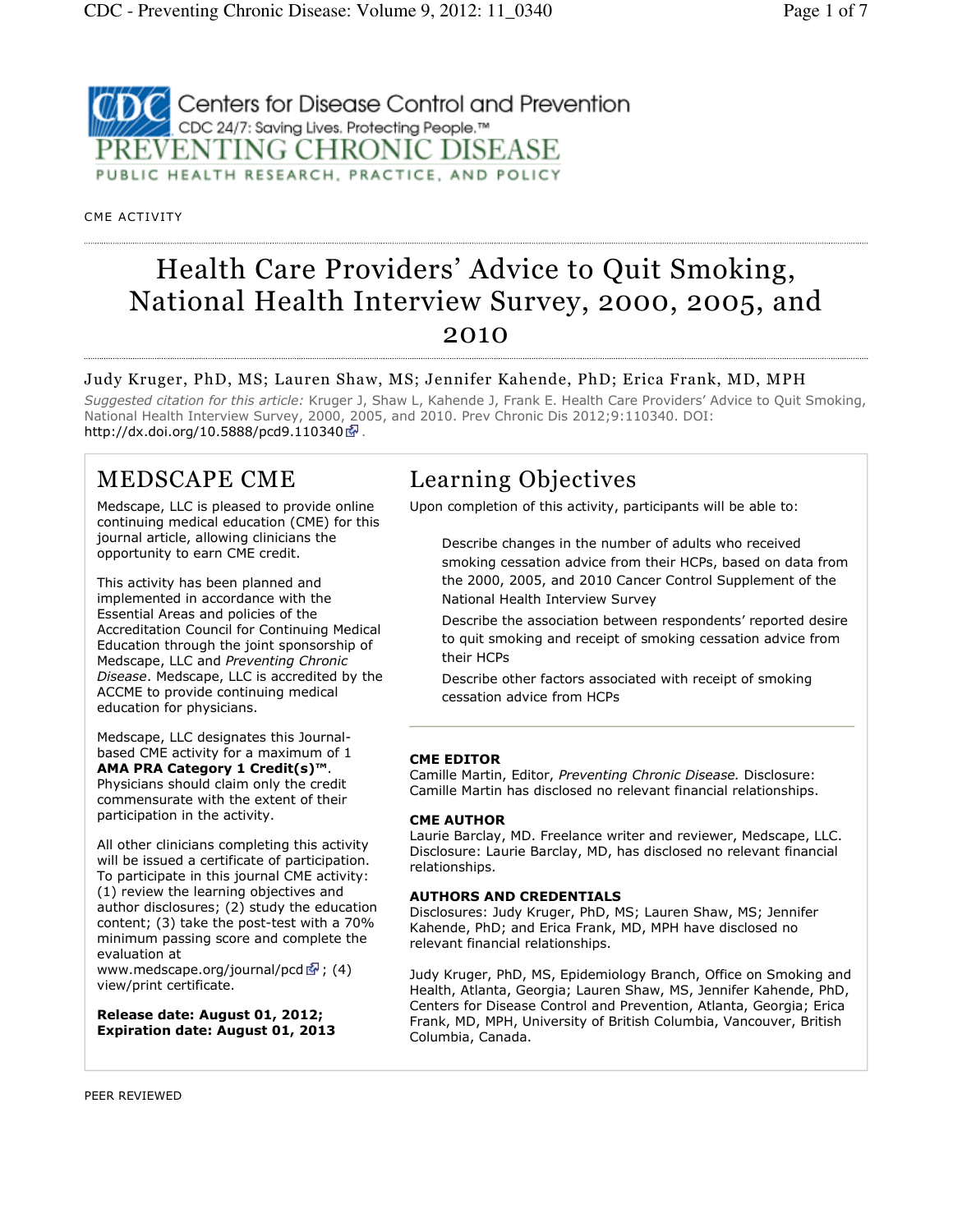CDC Centers for Disease Control and Prevention
CDC 24/7: Saving Lives. Protecting People.™

PREVENTING CHRONIC DISEASE

PUBLIC HEALTH RESEARCH, PRACTICE, AND POLICY

CME ACTIVITY

# Health Care Providers' Advice to Quit Smoking, National Health Interview Survey, 2000, 2005, and 2010

Judy Kruger, PhD, MS; Lauren Shaw, MS; Jennifer Kahende, PhD; Erica Frank, MD, MPH

*Suggested citation for this article:* Kruger J, Shaw L, Kahende J, Frank E. Health Care Providers' Advice to Quit Smoking, National Health Interview Survey, 2000, 2005, and 2010. Prev Chronic Dis 2012;9:110340. DOI: http://dx.doi.org/10.5888/pcd9.110340.

## MEDSCAPE CME

Medscape, LLC is pleased to provide online continuing medical education (CME) for this journal article, allowing clinicians the opportunity to earn CME credit.

This activity has been planned and implemented in accordance with the Essential Areas and policies of the Accreditation Council for Continuing Medical Education through the joint sponsorship of Medscape, LLC and *Preventing Chronic Disease*. Medscape, LLC is accredited by the ACCME to provide continuing medical education for physicians.

Medscape, LLC designates this Journal-based CME activity for a maximum of 1 **AMA PRA Category 1 Credit(s)™**. Physicians should claim only the credit commensurate with the extent of their participation in the activity.

All other clinicians completing this activity will be issued a certificate of participation. To participate in this journal CME activity: (1) review the learning objectives and author disclosures; (2) study the education content; (3) take the post-test with a 70% minimum passing score and complete the evaluation at www.medscape.org/journal/pcd; (4) view/print certificate.

**Release date: August 01, 2012; Expiration date: August 01, 2013**

## Learning Objectives

Upon completion of this activity, participants will be able to:

- Describe changes in the number of adults who received smoking cessation advice from their HCPs, based on data from the 2000, 2005, and 2010 Cancer Control Supplement of the National Health Interview Survey
- Describe the association between respondents' reported desire to quit smoking and receipt of smoking cessation advice from their HCPs
- Describe other factors associated with receipt of smoking cessation advice from HCPs

**CME EDITOR**

Camille Martin, Editor, *Preventing Chronic Disease.* Disclosure: Camille Martin has disclosed no relevant financial relationships.

**CME AUTHOR**

Laurie Barclay, MD. Freelance writer and reviewer, Medscape, LLC. Disclosure: Laurie Barclay, MD, has disclosed no relevant financial relationships.

**AUTHORS AND CREDENTIALS**

Disclosures: Judy Kruger, PhD, MS; Lauren Shaw, MS; Jennifer Kahende, PhD; and Erica Frank, MD, MPH have disclosed no relevant financial relationships.

Judy Kruger, PhD, MS, Epidemiology Branch, Office on Smoking and Health, Atlanta, Georgia; Lauren Shaw, MS, Jennifer Kahende, PhD, Centers for Disease Control and Prevention, Atlanta, Georgia; Erica Frank, MD, MPH, University of British Columbia, Vancouver, British Columbia, Canada.

PEER REVIEWED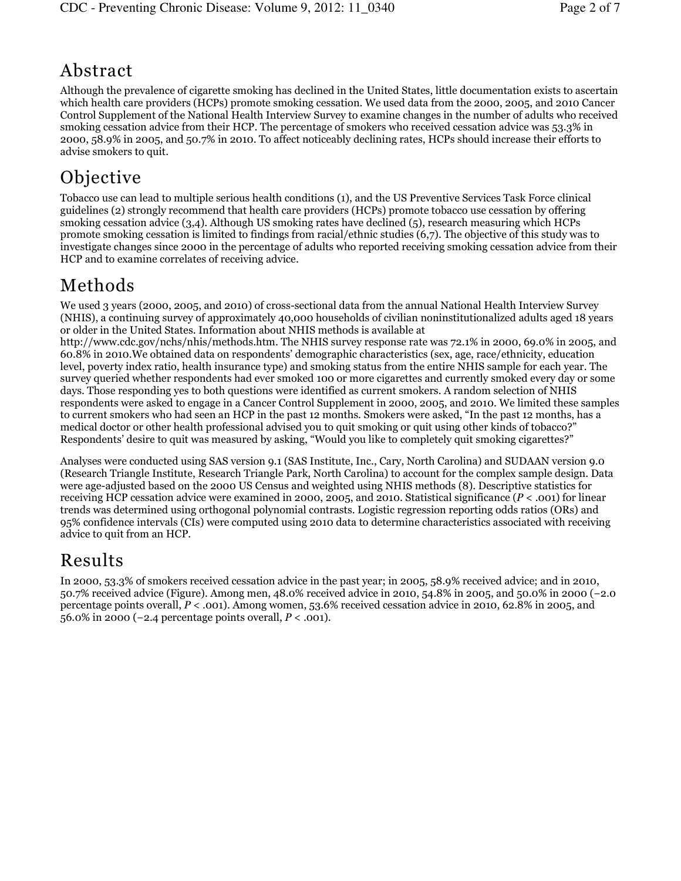## Abstract

Although the prevalence of cigarette smoking has declined in the United States, little documentation exists to ascertain which health care providers (HCPs) promote smoking cessation. We used data from the 2000, 2005, and 2010 Cancer Control Supplement of the National Health Interview Survey to examine changes in the number of adults who received smoking cessation advice from their HCP. The percentage of smokers who received cessation advice was 53.3% in 2000, 58.9% in 2005, and 50.7% in 2010. To affect noticeably declining rates, HCPs should increase their efforts to advise smokers to quit.

## Objective

Tobacco use can lead to multiple serious health conditions (1), and the US Preventive Services Task Force clinical guidelines (2) strongly recommend that health care providers (HCPs) promote tobacco use cessation by offering smoking cessation advice (3,4). Although US smoking rates have declined (5), research measuring which HCPs promote smoking cessation is limited to findings from racial/ethnic studies (6,7). The objective of this study was to investigate changes since 2000 in the percentage of adults who reported receiving smoking cessation advice from their HCP and to examine correlates of receiving advice.

## Methods

We used 3 years (2000, 2005, and 2010) of cross-sectional data from the annual National Health Interview Survey (NHIS), a continuing survey of approximately 40,000 households of civilian noninstitutionalized adults aged 18 years or older in the United States. Information about NHIS methods is available at http://www.cdc.gov/nchs/nhis/methods.htm. The NHIS survey response rate was 72.1% in 2000, 69.0% in 2005, and 60.8% in 2010.We obtained data on respondents' demographic characteristics (sex, age, race/ethnicity, education level, poverty index ratio, health insurance type) and smoking status from the entire NHIS sample for each year. The survey queried whether respondents had ever smoked 100 or more cigarettes and currently smoked every day or some days. Those responding yes to both questions were identified as current smokers. A random selection of NHIS respondents were asked to engage in a Cancer Control Supplement in 2000, 2005, and 2010. We limited these samples to current smokers who had seen an HCP in the past 12 months. Smokers were asked, "In the past 12 months, has a medical doctor or other health professional advised you to quit smoking or quit using other kinds of tobacco?" Respondents' desire to quit was measured by asking, "Would you like to completely quit smoking cigarettes?"

Analyses were conducted using SAS version 9.1 (SAS Institute, Inc., Cary, North Carolina) and SUDAAN version 9.0 (Research Triangle Institute, Research Triangle Park, North Carolina) to account for the complex sample design. Data were age-adjusted based on the 2000 US Census and weighted using NHIS methods (8). Descriptive statistics for receiving HCP cessation advice were examined in 2000, 2005, and 2010. Statistical significance ($P < .001$) for linear trends was determined using orthogonal polynomial contrasts. Logistic regression reporting odds ratios (ORs) and 95% confidence intervals (CIs) were computed using 2010 data to determine characteristics associated with receiving advice to quit from an HCP.

## Results

In 2000, 53.3% of smokers received cessation advice in the past year; in 2005, 58.9% received advice; and in 2010, 50.7% received advice (Figure). Among men, 48.0% received advice in 2010, 54.8% in 2005, and 50.0% in 2000 (−2.0 percentage points overall, $P < .001$). Among women, 53.6% received cessation advice in 2010, 62.8% in 2005, and 56.0% in 2000 (−2.4 percentage points overall, $P < .001$).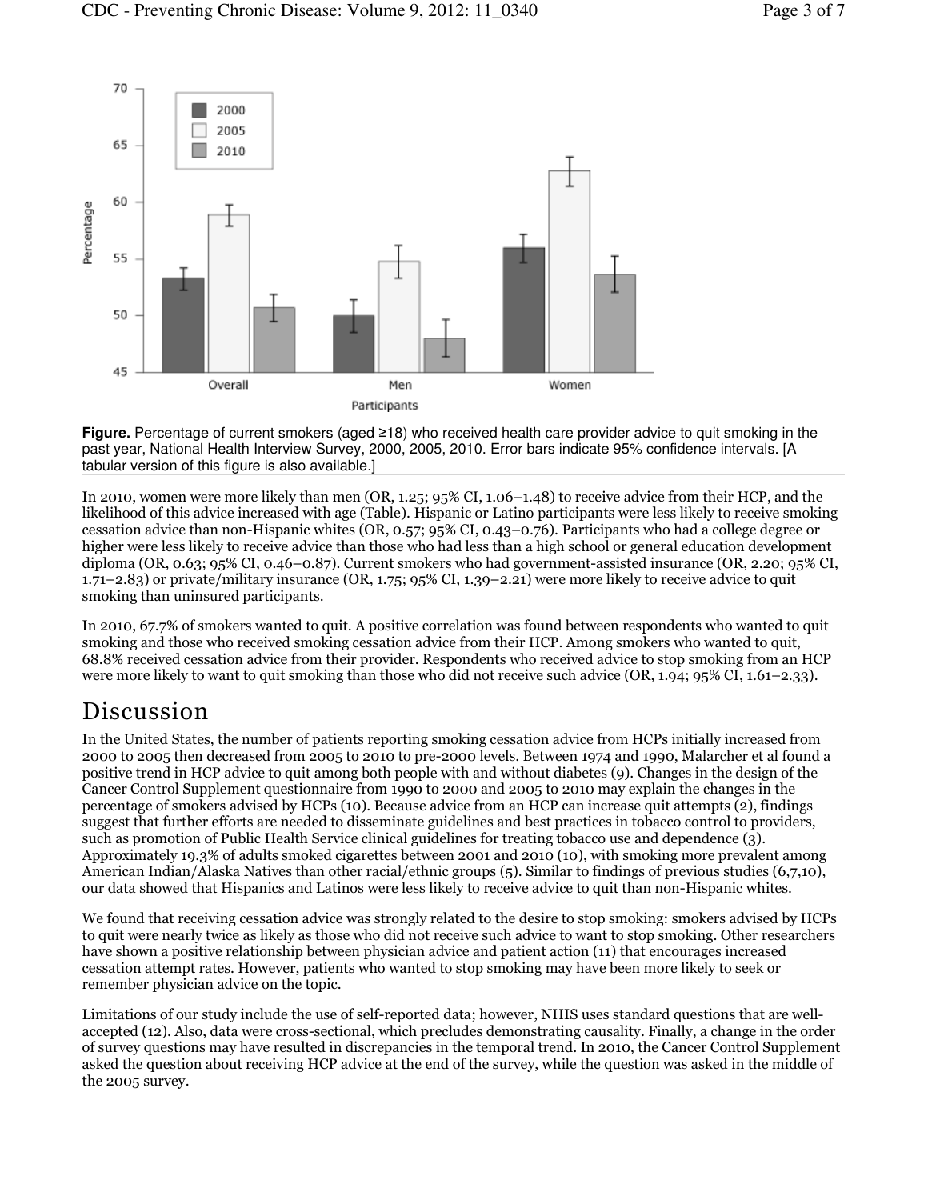**Figure.** Percentage of current smokers (aged ≥18) who received health care provider advice to quit smoking in the past year, National Health Interview Survey, 2000, 2005, 2010. Error bars indicate 95% confidence intervals. [A tabular version of this figure is also available.]

In 2010, women were more likely than men (OR, 1.25; 95% CI, 1.06–1.48) to receive advice from their HCP, and the likelihood of this advice increased with age (Table). Hispanic or Latino participants were less likely to receive smoking cessation advice than non-Hispanic whites (OR, 0.57; 95% CI, 0.43–0.76). Participants who had a college degree or higher were less likely to receive advice than those who had less than a high school or general education development diploma (OR, 0.63; 95% CI, 0.46–0.87). Current smokers who had government-assisted insurance (OR, 2.20; 95% CI, 1.71–2.83) or private/military insurance (OR, 1.75; 95% CI, 1.39–2.21) were more likely to receive advice to quit smoking than uninsured participants.

In 2010, 67.7% of smokers wanted to quit. A positive correlation was found between respondents who wanted to quit smoking and those who received smoking cessation advice from their HCP. Among smokers who wanted to quit, 68.8% received cessation advice from their provider. Respondents who received advice to stop smoking from an HCP were more likely to want to quit smoking than those who did not receive such advice (OR, 1.94; 95% CI, 1.61–2.33).

# Discussion

In the United States, the number of patients reporting smoking cessation advice from HCPs initially increased from 2000 to 2005 then decreased from 2005 to 2010 to pre-2000 levels. Between 1974 and 1990, Malarcher et al found a positive trend in HCP advice to quit among both people with and without diabetes (9). Changes in the design of the Cancer Control Supplement questionnaire from 1990 to 2000 and 2005 to 2010 may explain the changes in the percentage of smokers advised by HCPs (10). Because advice from an HCP can increase quit attempts (2), findings suggest that further efforts are needed to disseminate guidelines and best practices in tobacco control to providers, such as promotion of Public Health Service clinical guidelines for treating tobacco use and dependence (3). Approximately 19.3% of adults smoked cigarettes between 2001 and 2010 (10), with smoking more prevalent among American Indian/Alaska Natives than other racial/ethnic groups (5). Similar to findings of previous studies (6,7,10), our data showed that Hispanics and Latinos were less likely to receive advice to quit than non-Hispanic whites.

We found that receiving cessation advice was strongly related to the desire to stop smoking: smokers advised by HCPs to quit were nearly twice as likely as those who did not receive such advice to want to stop smoking. Other researchers have shown a positive relationship between physician advice and patient action (11) that encourages increased cessation attempt rates. However, patients who wanted to stop smoking may have been more likely to seek or remember physician advice on the topic.

Limitations of our study include the use of self-reported data; however, NHIS uses standard questions that are well-accepted (12). Also, data were cross-sectional, which precludes demonstrating causality. Finally, a change in the order of survey questions may have resulted in discrepancies in the temporal trend. In 2010, the Cancer Control Supplement asked the question about receiving HCP advice at the end of the survey, while the question was asked in the middle of the 2005 survey.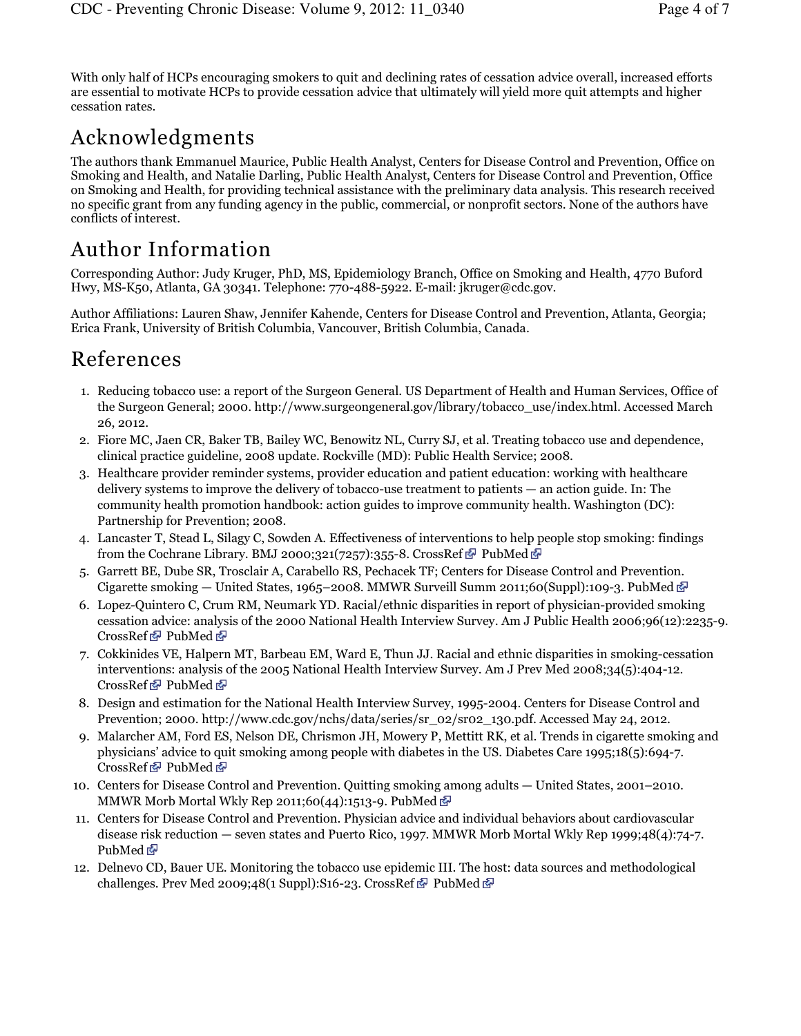With only half of HCPs encouraging smokers to quit and declining rates of cessation advice overall, increased efforts are essential to motivate HCPs to provide cessation advice that ultimately will yield more quit attempts and higher cessation rates.

## Acknowledgments

The authors thank Emmanuel Maurice, Public Health Analyst, Centers for Disease Control and Prevention, Office on Smoking and Health, and Natalie Darling, Public Health Analyst, Centers for Disease Control and Prevention, Office on Smoking and Health, for providing technical assistance with the preliminary data analysis. This research received no specific grant from any funding agency in the public, commercial, or nonprofit sectors. None of the authors have conflicts of interest.

## Author Information

Corresponding Author: Judy Kruger, PhD, MS, Epidemiology Branch, Office on Smoking and Health, 4770 Buford Hwy, MS-K50, Atlanta, GA 30341. Telephone: 770-488-5922. E-mail: jkruger@cdc.gov.

Author Affiliations: Lauren Shaw, Jennifer Kahende, Centers for Disease Control and Prevention, Atlanta, Georgia; Erica Frank, University of British Columbia, Vancouver, British Columbia, Canada.

## References

1. Reducing tobacco use: a report of the Surgeon General. US Department of Health and Human Services, Office of the Surgeon General; 2000. http://www.surgeongeneral.gov/library/tobacco_use/index.html. Accessed March 26, 2012.
2. Fiore MC, Jaen CR, Baker TB, Bailey WC, Benowitz NL, Curry SJ, et al. Treating tobacco use and dependence, clinical practice guideline, 2008 update. Rockville (MD): Public Health Service; 2008.
3. Healthcare provider reminder systems, provider education and patient education: working with healthcare delivery systems to improve the delivery of tobacco-use treatment to patients — an action guide. In: The community health promotion handbook: action guides to improve community health. Washington (DC): Partnership for Prevention; 2008.
4. Lancaster T, Stead L, Silagy C, Sowden A. Effectiveness of interventions to help people stop smoking: findings from the Cochrane Library. BMJ 2000;321(7257):355-8. CrossRef PubMed
5. Garrett BE, Dube SR, Trosclair A, Carabello RS, Pechacek TF; Centers for Disease Control and Prevention. Cigarette smoking — United States, 1965–2008. MMWR Surveill Summ 2011;60(Suppl):109-3. PubMed
6. Lopez-Quintero C, Crum RM, Neumark YD. Racial/ethnic disparities in report of physician-provided smoking cessation advice: analysis of the 2000 National Health Interview Survey. Am J Public Health 2006;96(12):2235-9. CrossRef PubMed
7. Cokkinides VE, Halpern MT, Barbeau EM, Ward E, Thun JJ. Racial and ethnic disparities in smoking-cessation interventions: analysis of the 2005 National Health Interview Survey. Am J Prev Med 2008;34(5):404-12. CrossRef PubMed
8. Design and estimation for the National Health Interview Survey, 1995-2004. Centers for Disease Control and Prevention; 2000. http://www.cdc.gov/nchs/data/series/sr_02/sr02_130.pdf. Accessed May 24, 2012.
9. Malarcher AM, Ford ES, Nelson DE, Chrismon JH, Mowery P, Mettitt RK, et al. Trends in cigarette smoking and physicians' advice to quit smoking among people with diabetes in the US. Diabetes Care 1995;18(5):694-7. CrossRef PubMed
10. Centers for Disease Control and Prevention. Quitting smoking among adults — United States, 2001–2010. MMWR Morb Mortal Wkly Rep 2011;60(44):1513-9. PubMed
11. Centers for Disease Control and Prevention. Physician advice and individual behaviors about cardiovascular disease risk reduction — seven states and Puerto Rico, 1997. MMWR Morb Mortal Wkly Rep 1999;48(4):74-7. PubMed
12. Delnevo CD, Bauer UE. Monitoring the tobacco use epidemic III. The host: data sources and methodological challenges. Prev Med 2009;48(1 Suppl):S16-23. CrossRef PubMed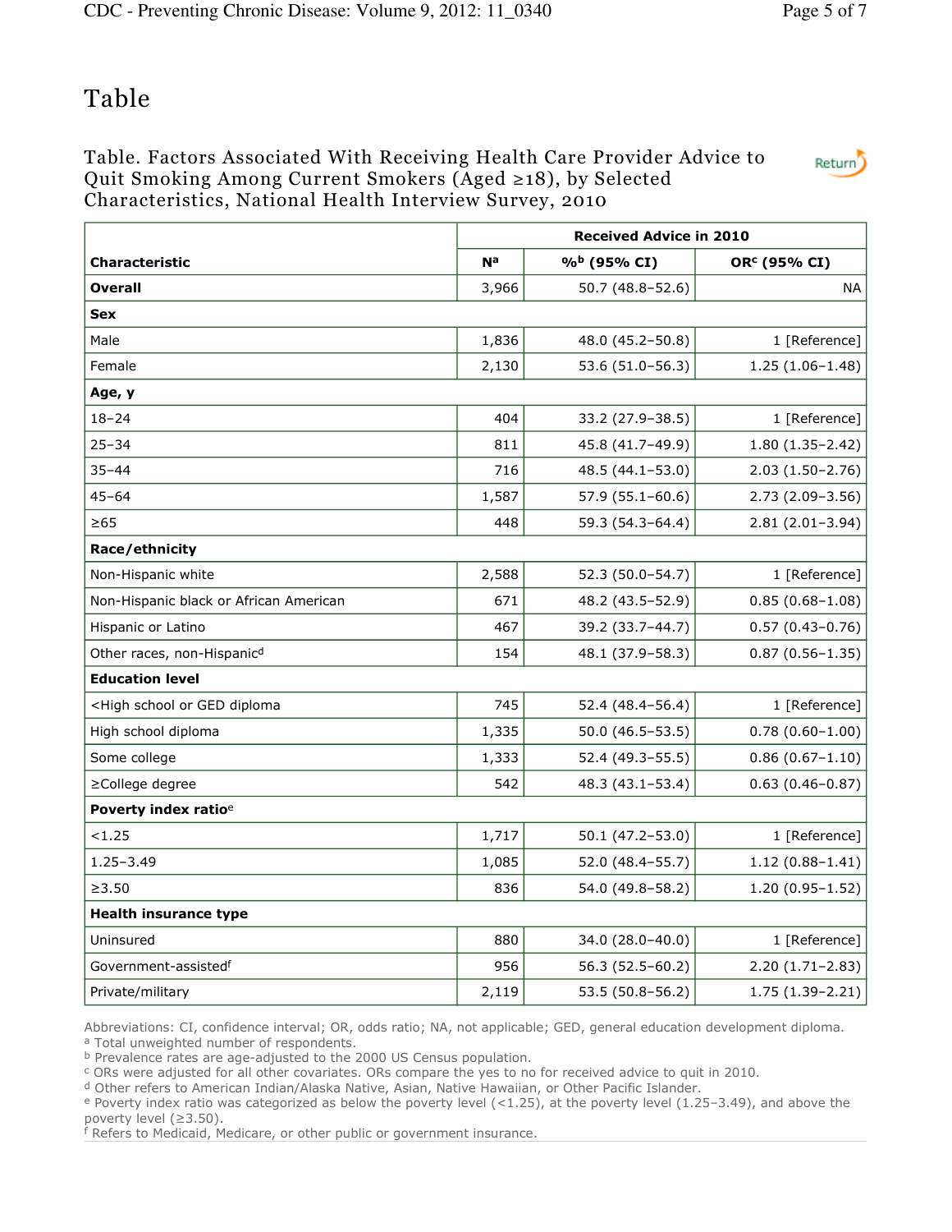# Table

## Table. Factors Associated With Receiving Health Care Provider Advice to Quit Smoking Among Current Smokers (Aged ≥18), by Selected Characteristics, National Health Interview Survey, 2010

| Characteristic | Received Advice in 2010 | | |
|---|---|---|---|
| | N[a] | %[b] (95% CI) | OR[c] (95% CI) |
| **Overall** | 3,966 | 50.7 (48.8–52.6) | NA |
| **Sex** | | | |
| Male | 1,836 | 48.0 (45.2–50.8) | 1 [Reference] |
| Female | 2,130 | 53.6 (51.0–56.3) | 1.25 (1.06–1.48) |
| **Age, y** | | | |
| 18–24 | 404 | 33.2 (27.9–38.5) | 1 [Reference] |
| 25–34 | 811 | 45.8 (41.7–49.9) | 1.80 (1.35–2.42) |
| 35–44 | 716 | 48.5 (44.1–53.0) | 2.03 (1.50–2.76) |
| 45–64 | 1,587 | 57.9 (55.1–60.6) | 2.73 (2.09–3.56) |
| ≥65 | 448 | 59.3 (54.3–64.4) | 2.81 (2.01–3.94) |
| **Race/ethnicity** | | | |
| Non-Hispanic white | 2,588 | 52.3 (50.0–54.7) | 1 [Reference] |
| Non-Hispanic black or African American | 671 | 48.2 (43.5–52.9) | 0.85 (0.68–1.08) |
| Hispanic or Latino | 467 | 39.2 (33.7–44.7) | 0.57 (0.43–0.76) |
| Other races, non-Hispanic[d] | 154 | 48.1 (37.9–58.3) | 0.87 (0.56–1.35) |
| **Education level** | | | |
| <High school or GED diploma | 745 | 52.4 (48.4–56.4) | 1 [Reference] |
| High school diploma | 1,335 | 50.0 (46.5–53.5) | 0.78 (0.60–1.00) |
| Some college | 1,333 | 52.4 (49.3–55.5) | 0.86 (0.67–1.10) |
| ≥College degree | 542 | 48.3 (43.1–53.4) | 0.63 (0.46–0.87) |
| **Poverty index ratio**[e] | | | |
| <1.25 | 1,717 | 50.1 (47.2–53.0) | 1 [Reference] |
| 1.25–3.49 | 1,085 | 52.0 (48.4–55.7) | 1.12 (0.88–1.41) |
| ≥3.50 | 836 | 54.0 (49.8–58.2) | 1.20 (0.95–1.52) |
| **Health insurance type** | | | |
| Uninsured | 880 | 34.0 (28.0–40.0) | 1 [Reference] |
| Government-assisted[f] | 956 | 56.3 (52.5–60.2) | 2.20 (1.71–2.83) |
| Private/military | 2,119 | 53.5 (50.8–56.2) | 1.75 (1.39–2.21) |

Abbreviations: CI, confidence interval; OR, odds ratio; NA, not applicable; GED, general education development diploma.
[a] Total unweighted number of respondents.
[b] Prevalence rates are age-adjusted to the 2000 US Census population.
[c] ORs were adjusted for all other covariates. ORs compare the yes to no for received advice to quit in 2010.
[d] Other refers to American Indian/Alaska Native, Asian, Native Hawaiian, or Other Pacific Islander.
[e] Poverty index ratio was categorized as below the poverty level (<1.25), at the poverty level (1.25–3.49), and above the poverty level (≥3.50).
[f] Refers to Medicaid, Medicare, or other public or government insurance.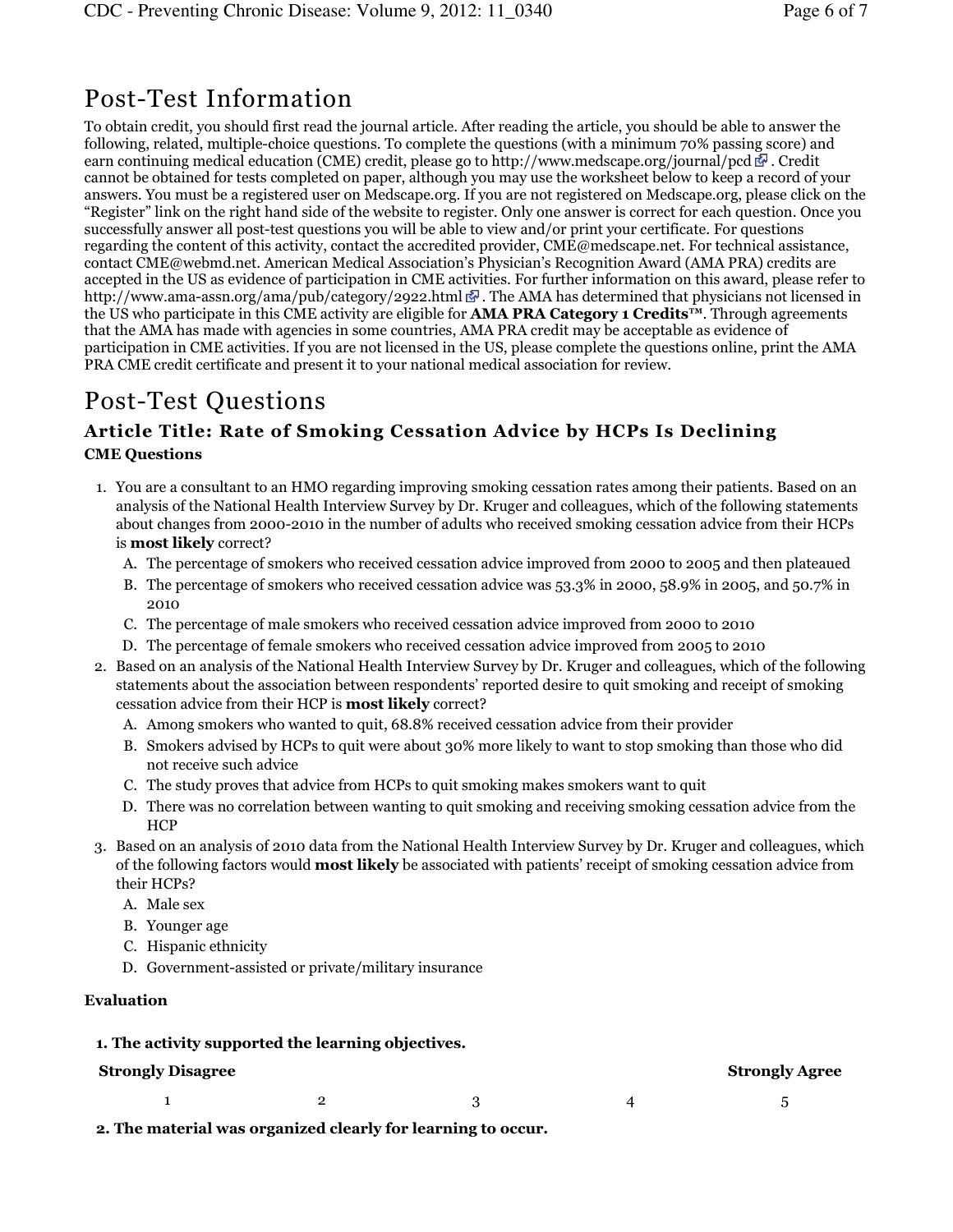# Post-Test Information

To obtain credit, you should first read the journal article. After reading the article, you should be able to answer the following, related, multiple-choice questions. To complete the questions (with a minimum 70% passing score) and earn continuing medical education (CME) credit, please go to http://www.medscape.org/journal/pcd . Credit cannot be obtained for tests completed on paper, although you may use the worksheet below to keep a record of your answers. You must be a registered user on Medscape.org. If you are not registered on Medscape.org, please click on the "Register" link on the right hand side of the website to register. Only one answer is correct for each question. Once you successfully answer all post-test questions you will be able to view and/or print your certificate. For questions regarding the content of this activity, contact the accredited provider, CME@medscape.net. For technical assistance, contact CME@webmd.net. American Medical Association's Physician's Recognition Award (AMA PRA) credits are accepted in the US as evidence of participation in CME activities. For further information on this award, please refer to http://www.ama-assn.org/ama/pub/category/2922.html . The AMA has determined that physicians not licensed in the US who participate in this CME activity are eligible for **AMA PRA Category 1 Credits™**. Through agreements that the AMA has made with agencies in some countries, AMA PRA credit may be acceptable as evidence of participation in CME activities. If you are not licensed in the US, please complete the questions online, print the AMA PRA CME credit certificate and present it to your national medical association for review.

# Post-Test Questions

### Article Title: Rate of Smoking Cessation Advice by HCPs Is Declining

**CME Questions**

1. You are a consultant to an HMO regarding improving smoking cessation rates among their patients. Based on an analysis of the National Health Interview Survey by Dr. Kruger and colleagues, which of the following statements about changes from 2000-2010 in the number of adults who received smoking cessation advice from their HCPs is **most likely** correct?
   - A. The percentage of smokers who received cessation advice improved from 2000 to 2005 and then plateaued
   - B. The percentage of smokers who received cessation advice was 53.3% in 2000, 58.9% in 2005, and 50.7% in 2010
   - C. The percentage of male smokers who received cessation advice improved from 2000 to 2010
   - D. The percentage of female smokers who received cessation advice improved from 2005 to 2010
2. Based on an analysis of the National Health Interview Survey by Dr. Kruger and colleagues, which of the following statements about the association between respondents' reported desire to quit smoking and receipt of smoking cessation advice from their HCP is **most likely** correct?
   - A. Among smokers who wanted to quit, 68.8% received cessation advice from their provider
   - B. Smokers advised by HCPs to quit were about 30% more likely to want to stop smoking than those who did not receive such advice
   - C. The study proves that advice from HCPs to quit smoking makes smokers want to quit
   - D. There was no correlation between wanting to quit smoking and receiving smoking cessation advice from the HCP
3. Based on an analysis of 2010 data from the National Health Interview Survey by Dr. Kruger and colleagues, which of the following factors would **most likely** be associated with patients' receipt of smoking cessation advice from their HCPs?
   - A. Male sex
   - B. Younger age
   - C. Hispanic ethnicity
   - D. Government-assisted or private/military insurance

**Evaluation**

**1. The activity supported the learning objectives.**

| **Strongly Disagree** | | | | **Strongly Agree** |
|---|---|---|---|---|
| 1 | 2 | 3 | 4 | 5 |

**2. The material was organized clearly for learning to occur.**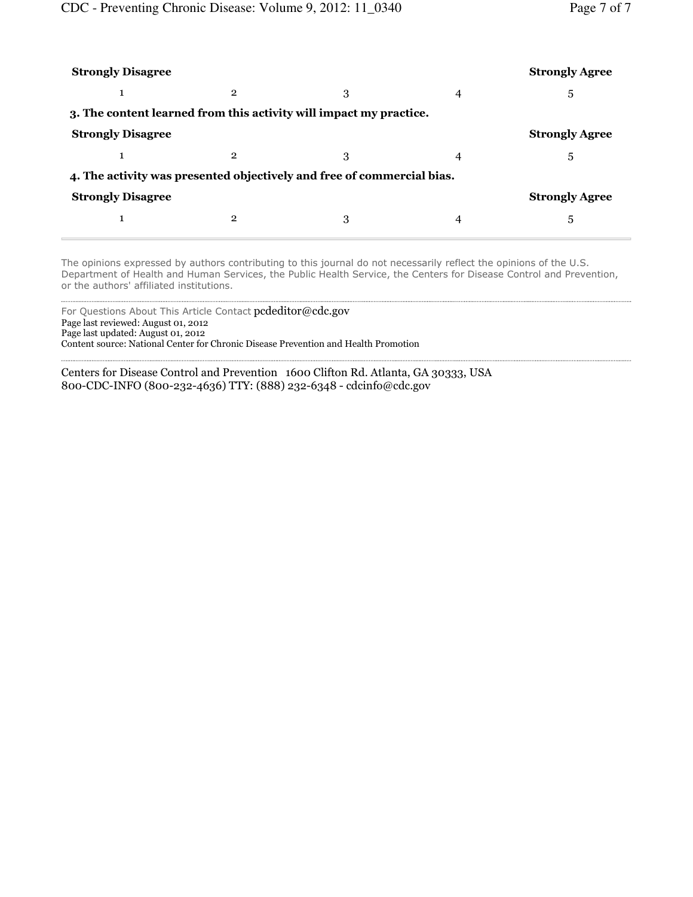| Strongly Disagree | | | | Strongly Agree |
|---|---|---|---|---|
| 1 | 2 | 3 | 4 | 5 |

**3. The content learned from this activity will impact my practice.**

| Strongly Disagree | | | | Strongly Agree |
|---|---|---|---|---|
| 1 | 2 | 3 | 4 | 5 |

**4. The activity was presented objectively and free of commercial bias.**

| Strongly Disagree | | | | Strongly Agree |
|---|---|---|---|---|
| 1 | 2 | 3 | 4 | 5 |

---

The opinions expressed by authors contributing to this journal do not necessarily reflect the opinions of the U.S. Department of Health and Human Services, the Public Health Service, the Centers for Disease Control and Prevention, or the authors' affiliated institutions.

For Questions About This Article Contact pcdeditor@cdc.gov
Page last reviewed: August 01, 2012
Page last updated: August 01, 2012
Content source: National Center for Chronic Disease Prevention and Health Promotion

Centers for Disease Control and Prevention 1600 Clifton Rd. Atlanta, GA 30333, USA
800-CDC-INFO (800-232-4636) TTY: (888) 232-6348 - cdcinfo@cdc.gov